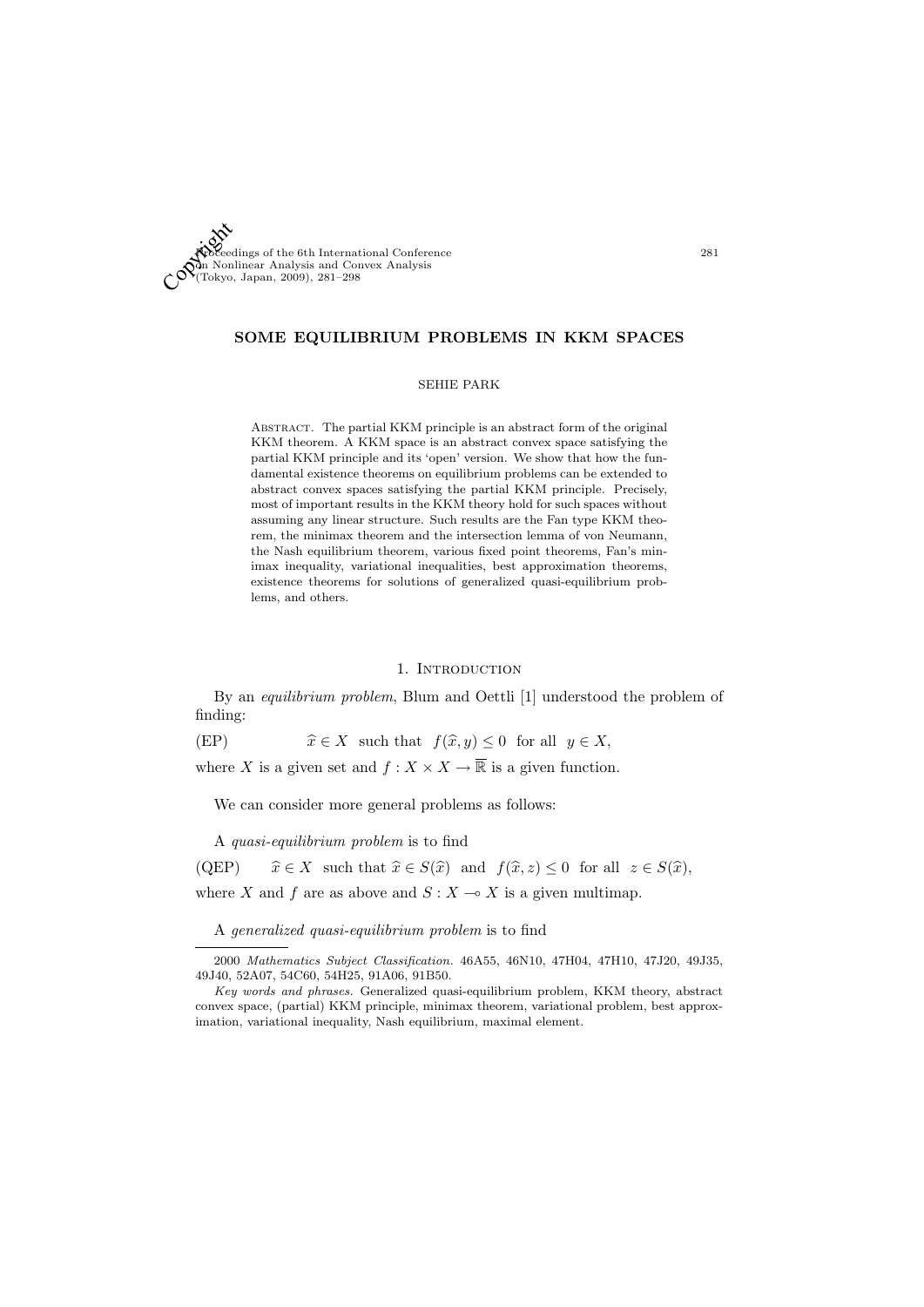# SOME EQUILIBRIUM PROBLEMS IN KKM SPACES

SEHIE PARK

Abstract. The partial KKM principle is an abstract form of the original KKM theorem. A KKM space is an abstract convex space satisfying the partial KKM principle and its 'open' version. We show that how the fundamental existence theorems on equilibrium problems can be extended to abstract convex spaces satisfying the partial KKM principle. Precisely, most of important results in the KKM theory hold for such spaces without assuming any linear structure. Such results are the Fan type KKM theorem, the minimax theorem and the intersection lemma of von Neumann, the Nash equilibrium theorem, various fixed point theorems, Fan's minimax inequality, variational inequalities, best approximation theorems, existence theorems for solutions of generalized quasi-equilibrium problems, and others.

## 1. Introduction

By an *equilibrium problem*, Blum and Oettli [1] understood the problem of finding:

(EP) $\quad\quad \widehat{x} \in X$ such that $f(\widehat{x}, y) \leq 0$ for all $y \in X$,

where $X$ is a given set and $f : X \times X \to \overline{\mathbb{R}}$ is a given function.

We can consider more general problems as follows:

A *quasi-equilibrium problem* is to find

(QEP) $\quad \widehat{x} \in X$ such that $\widehat{x} \in S(\widehat{x})$ and $f(\widehat{x}, z) \leq 0$ for all $z \in S(\widehat{x})$,

where $X$ and $f$ are as above and $S : X \multimap X$ is a given multimap.

A *generalized quasi-equilibrium problem* is to find

---

2000 *Mathematics Subject Classification.* 46A55, 46N10, 47H04, 47H10, 47J20, 49J35, 49J40, 52A07, 54C60, 54H25, 91A06, 91B50.

*Key words and phrases.* Generalized quasi-equilibrium problem, KKM theory, abstract convex space, (partial) KKM principle, minimax theorem, variational problem, best approximation, variational inequality, Nash equilibrium, maximal element.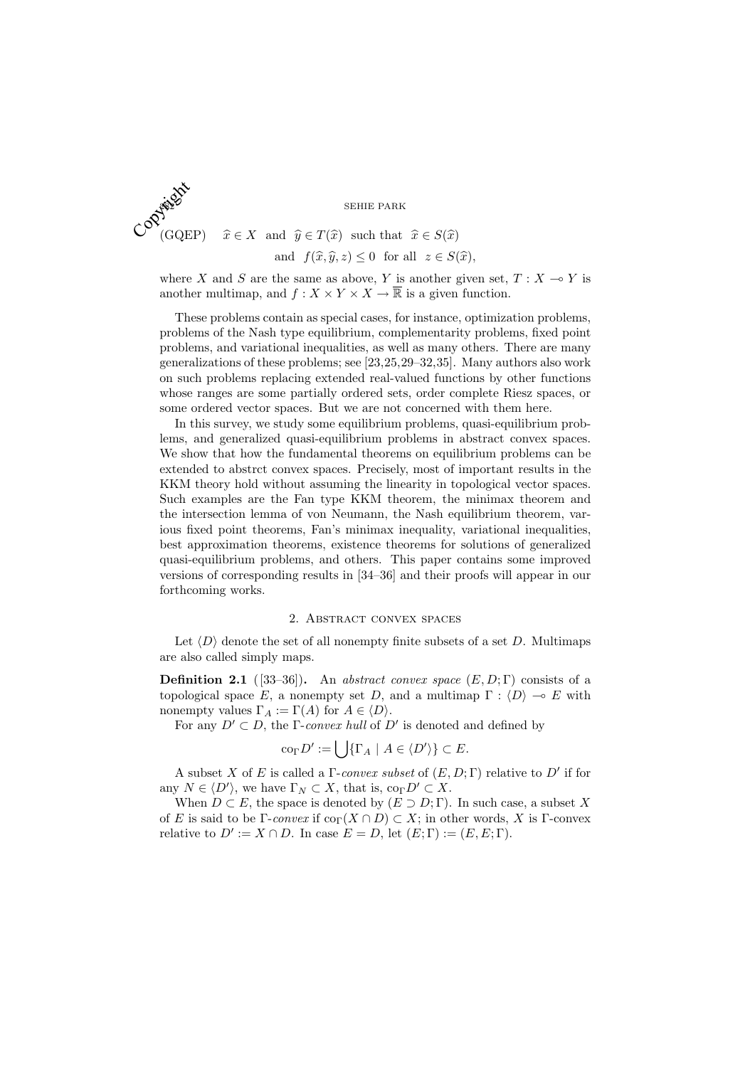(GQEP) $\quad \widehat{x} \in X$ and $\widehat{y} \in T(\widehat{x})$ such that $\widehat{x} \in S(\widehat{x})$

$$\text{and} \quad f(\widehat{x}, \widehat{y}, z) \leq 0 \quad \text{for all} \quad z \in S(\widehat{x}),$$

where $X$ and $S$ are the same as above, $Y$ is another given set, $T : X \multimap Y$ is another multimap, and $f : X \times Y \times X \to \overline{\mathbb{R}}$ is a given function.

These problems contain as special cases, for instance, optimization problems, problems of the Nash type equilibrium, complementarity problems, fixed point problems, and variational inequalities, as well as many others. There are many generalizations of these problems; see [23,25,29–32,35]. Many authors also work on such problems replacing extended real-valued functions by other functions whose ranges are some partially ordered sets, order complete Riesz spaces, or some ordered vector spaces. But we are not concerned with them here.

In this survey, we study some equilibrium problems, quasi-equilibrium problems, and generalized quasi-equilibrium problems in abstract convex spaces. We show that how the fundamental theorems on equilibrium problems can be extended to abstrct convex spaces. Precisely, most of important results in the KKM theory hold without assuming the linearity in topological vector spaces. Such examples are the Fan type KKM theorem, the minimax theorem and the intersection lemma of von Neumann, the Nash equilibrium theorem, various fixed point theorems, Fan's minimax inequality, variational inequalities, best approximation theorems, existence theorems for solutions of generalized quasi-equilibrium problems, and others. This paper contains some improved versions of corresponding results in [34–36] and their proofs will appear in our forthcoming works.

## 2. Abstract convex spaces

Let $\langle D \rangle$ denote the set of all nonempty finite subsets of a set $D$. Multimaps are also called simply maps.

**Definition 2.1** ([33–36])**.** An *abstract convex space* $(E, D; \Gamma)$ consists of a topological space $E$, a nonempty set $D$, and a multimap $\Gamma : \langle D \rangle \multimap E$ with nonempty values $\Gamma_A := \Gamma(A)$ for $A \in \langle D \rangle$.

For any $D' \subset D$, the $\Gamma$*-convex hull* of $D'$ is denoted and defined by

$$\text{co}_\Gamma D' := \bigcup \{\Gamma_A \mid A \in \langle D' \rangle\} \subset E.$$

A subset $X$ of $E$ is called a $\Gamma$*-convex subset* of $(E, D; \Gamma)$ relative to $D'$ if for any $N \in \langle D' \rangle$, we have $\Gamma_N \subset X$, that is, $\text{co}_\Gamma D' \subset X$.

When $D \subset E$, the space is denoted by $(E \supset D; \Gamma)$. In such case, a subset $X$ of $E$ is said to be $\Gamma$*-convex* if $\text{co}_\Gamma(X \cap D) \subset X$; in other words, $X$ is $\Gamma$-convex relative to $D' := X \cap D$. In case $E = D$, let $(E; \Gamma) := (E, E; \Gamma)$.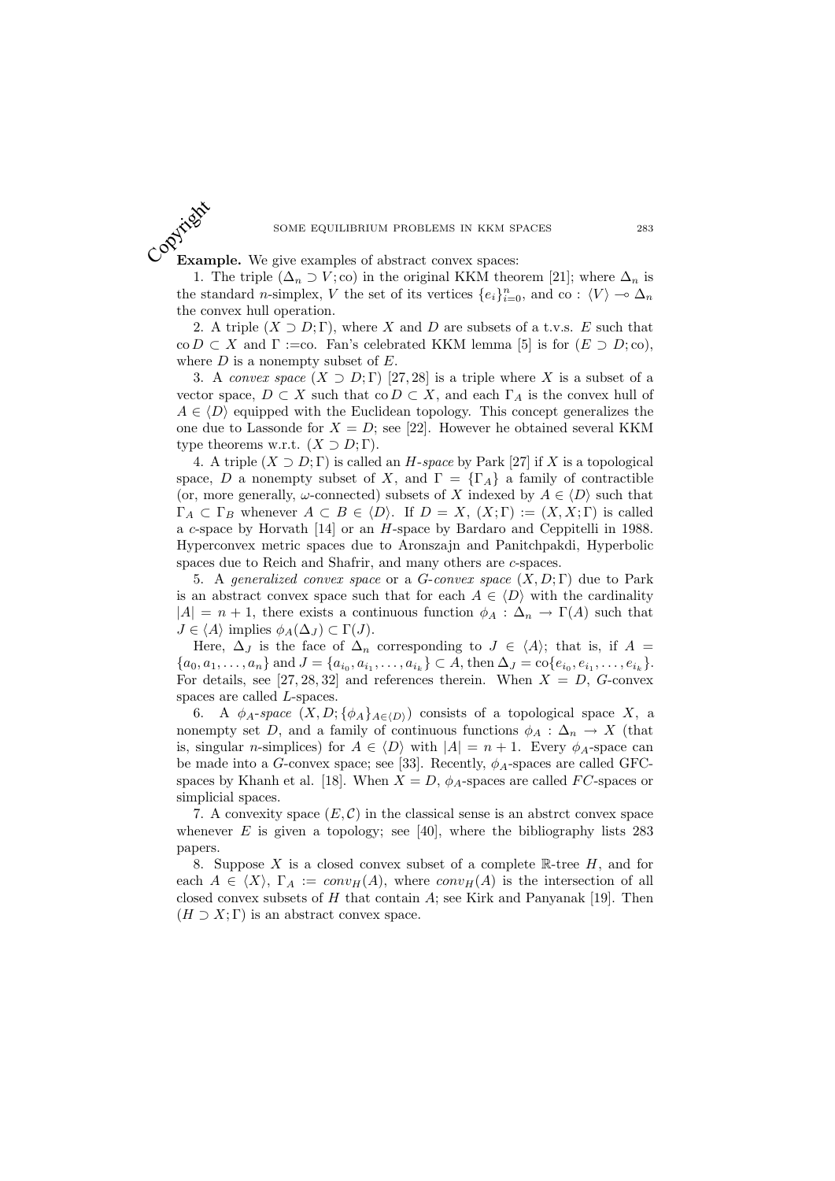**Example.** We give examples of abstract convex spaces:

1. The triple $(\Delta_n \supset V; \text{co})$ in the original KKM theorem [21]; where $\Delta_n$ is the standard $n$-simplex, $V$ the set of its vertices $\{e_i\}_{i=0}^n$, and $\text{co} : \langle V \rangle \multimap \Delta_n$ the convex hull operation.

2. A triple $(X \supset D; \Gamma)$, where $X$ and $D$ are subsets of a t.v.s. $E$ such that $\text{co}\, D \subset X$ and $\Gamma :=$co. Fan's celebrated KKM lemma [5] is for $(E \supset D; \text{co})$, where $D$ is a nonempty subset of $E$.

3. A *convex space* $(X \supset D; \Gamma)$ [27, 28] is a triple where $X$ is a subset of a vector space, $D \subset X$ such that $\text{co}\, D \subset X$, and each $\Gamma_A$ is the convex hull of $A \in \langle D \rangle$ equipped with the Euclidean topology. This concept generalizes the one due to Lassonde for $X = D$; see [22]. However he obtained several KKM type theorems w.r.t. $(X \supset D; \Gamma)$.

4. A triple $(X \supset D; \Gamma)$ is called an *H-space* by Park [27] if $X$ is a topological space, $D$ a nonempty subset of $X$, and $\Gamma = \{\Gamma_A\}$ a family of contractible (or, more generally, $\omega$-connected) subsets of $X$ indexed by $A \in \langle D \rangle$ such that $\Gamma_A \subset \Gamma_B$ whenever $A \subset B \in \langle D \rangle$. If $D = X$, $(X; \Gamma) := (X, X; \Gamma)$ is called a $c$-space by Horvath [14] or an $H$-space by Bardaro and Ceppitelli in 1988. Hyperconvex metric spaces due to Aronszajn and Panitchpakdi, Hyperbolic spaces due to Reich and Shafrir, and many others are $c$-spaces.

5. A *generalized convex space* or a *G-convex space* $(X, D; \Gamma)$ due to Park is an abstract convex space such that for each $A \in \langle D \rangle$ with the cardinality $|A| = n + 1$, there exists a continuous function $\phi_A : \Delta_n \to \Gamma(A)$ such that $J \in \langle A \rangle$ implies $\phi_A(\Delta_J) \subset \Gamma(J)$.

Here, $\Delta_J$ is the face of $\Delta_n$ corresponding to $J \in \langle A \rangle$; that is, if $A = \{a_0, a_1, \ldots, a_n\}$ and $J = \{a_{i_0}, a_{i_1}, \ldots, a_{i_k}\} \subset A$, then $\Delta_J = \text{co}\{e_{i_0}, e_{i_1}, \ldots, e_{i_k}\}$. For details, see [27, 28, 32] and references therein. When $X = D$, $G$-convex spaces are called $L$-spaces.

6. A $\phi_A$-*space* $(X, D; \{\phi_A\}_{A \in \langle D \rangle})$ consists of a topological space $X$, a nonempty set $D$, and a family of continuous functions $\phi_A : \Delta_n \to X$ (that is, singular $n$-simplices) for $A \in \langle D \rangle$ with $|A| = n + 1$. Every $\phi_A$-space can be made into a $G$-convex space; see [33]. Recently, $\phi_A$-spaces are called GFC-spaces by Khanh et al. [18]. When $X = D$, $\phi_A$-spaces are called $FC$-spaces or simplicial spaces.

7. A convexity space $(E, \mathcal{C})$ in the classical sense is an abstrct convex space whenever $E$ is given a topology; see [40], where the bibliography lists 283 papers.

8. Suppose $X$ is a closed convex subset of a complete $\mathbb{R}$-tree $H$, and for each $A \in \langle X \rangle$, $\Gamma_A := conv_H(A)$, where $conv_H(A)$ is the intersection of all closed convex subsets of $H$ that contain $A$; see Kirk and Panyanak [19]. Then $(H \supset X; \Gamma)$ is an abstract convex space.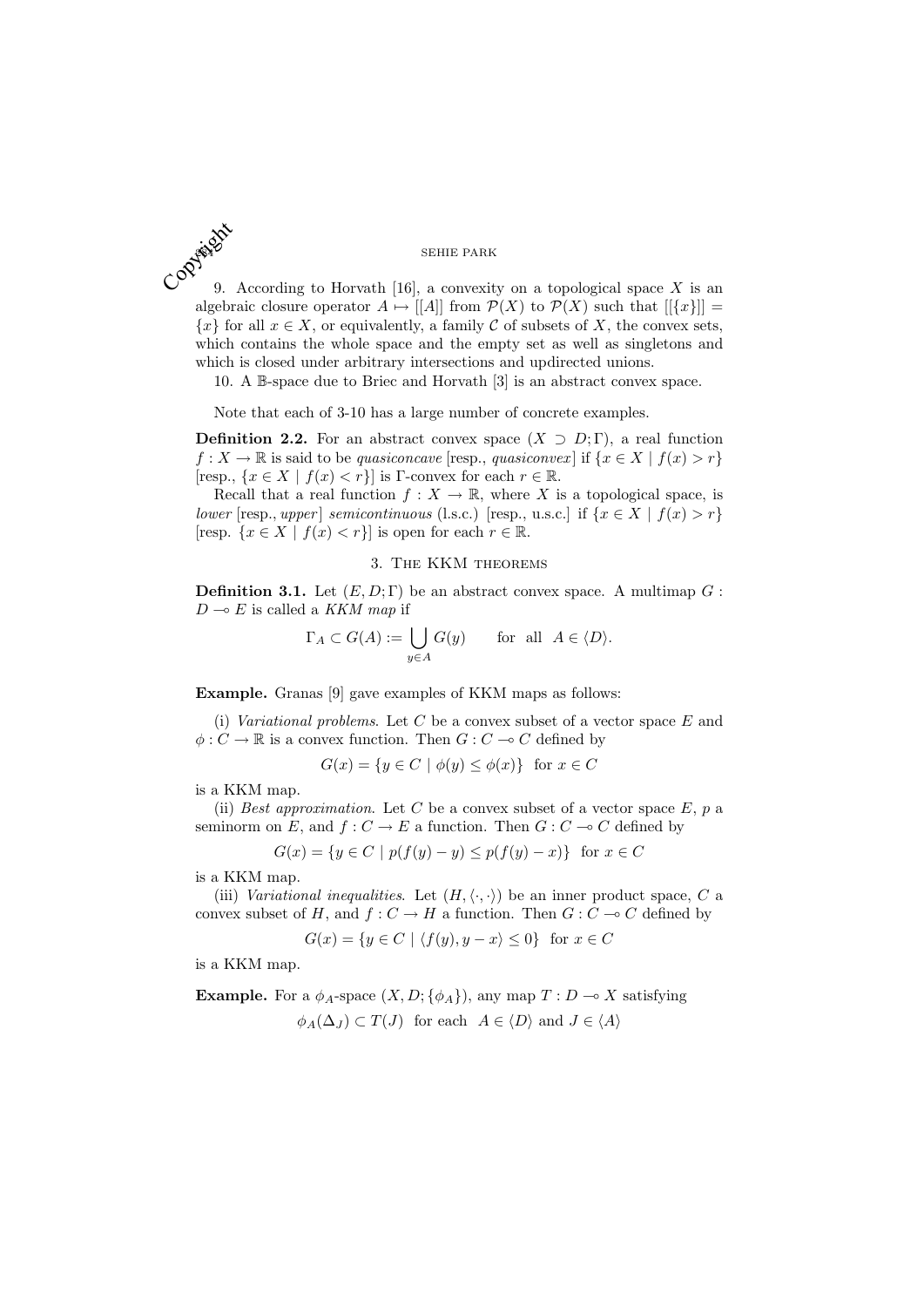9. According to Horvath [16], a convexity on a topological space $X$ is an algebraic closure operator $A \mapsto [[A]]$ from $\mathcal{P}(X)$ to $\mathcal{P}(X)$ such that $[[\{x\}]] = \{x\}$ for all $x \in X$, or equivalently, a family $\mathcal{C}$ of subsets of $X$, the convex sets, which contains the whole space and the empty set as well as singletons and which is closed under arbitrary intersections and updirected unions.

10. A $\mathbb{B}$-space due to Briec and Horvath [3] is an abstract convex space.

Note that each of 3-10 has a large number of concrete examples.

**Definition 2.2.** For an abstract convex space $(X \supset D; \Gamma)$, a real function $f : X \to \mathbb{R}$ is said to be *quasiconcave* [resp., *quasiconvex*] if $\{x \in X \mid f(x) > r\}$ [resp., $\{x \in X \mid f(x) < r\}$] is $\Gamma$-convex for each $r \in \mathbb{R}$.

Recall that a real function $f : X \to \mathbb{R}$, where $X$ is a topological space, is *lower* [resp., *upper*] *semicontinuous* (l.s.c.) [resp., u.s.c.] if $\{x \in X \mid f(x) > r\}$ [resp. $\{x \in X \mid f(x) < r\}$] is open for each $r \in \mathbb{R}$.

## 3. The KKM theorems

**Definition 3.1.** Let $(E, D; \Gamma)$ be an abstract convex space. A multimap $G : D \multimap E$ is called a *KKM map* if

$$\Gamma_A \subset G(A) := \bigcup_{y \in A} G(y) \qquad \text{for all} \quad A \in \langle D \rangle.$$

**Example.** Granas [9] gave examples of KKM maps as follows:

(i) *Variational problems.* Let $C$ be a convex subset of a vector space $E$ and $\phi : C \to \mathbb{R}$ is a convex function. Then $G : C \multimap C$ defined by

$$G(x) = \{y \in C \mid \phi(y) \leq \phi(x)\} \quad \text{for } x \in C$$

is a KKM map.

(ii) *Best approximation.* Let $C$ be a convex subset of a vector space $E$, $p$ a seminorm on $E$, and $f : C \to E$ a function. Then $G : C \multimap C$ defined by

$$G(x) = \{y \in C \mid p(f(y) - y) \leq p(f(y) - x)\} \quad \text{for } x \in C$$

is a KKM map.

(iii) *Variational inequalities.* Let $(H, \langle \cdot, \cdot \rangle)$ be an inner product space, $C$ a convex subset of $H$, and $f : C \to H$ a function. Then $G : C \multimap C$ defined by

$$G(x) = \{y \in C \mid \langle f(y), y - x \rangle \leq 0\} \quad \text{for } x \in C$$

is a KKM map.

**Example.** For a $\phi_A$-space $(X, D; \{\phi_A\})$, any map $T : D \multimap X$ satisfying

$$\phi_A(\Delta_J) \subset T(J) \quad \text{for each} \quad A \in \langle D \rangle \text{ and } J \in \langle A \rangle$$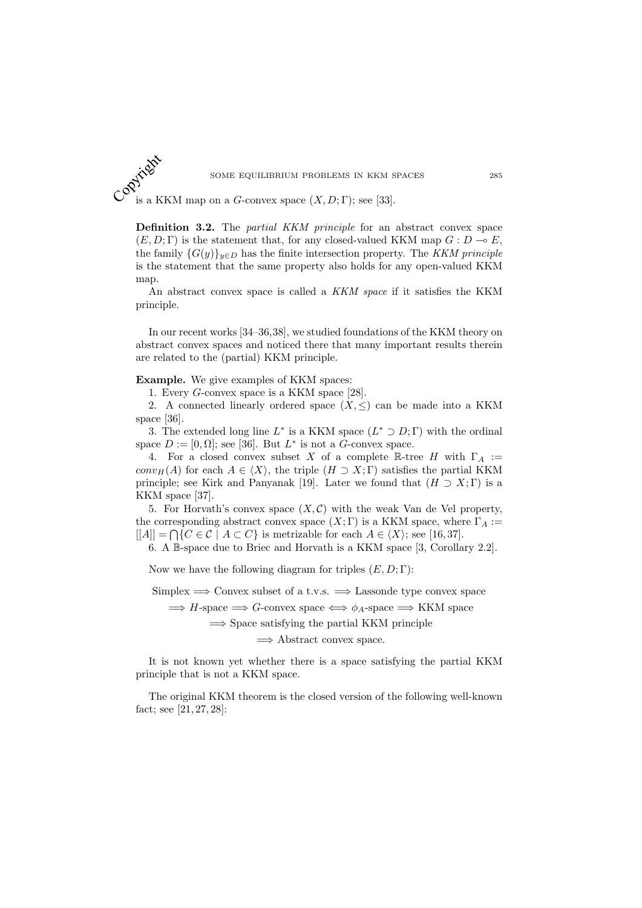is a KKM map on a $G$-convex space $(X, D; \Gamma)$; see [33].

**Definition 3.2.** The *partial KKM principle* for an abstract convex space $(E, D; \Gamma)$ is the statement that, for any closed-valued KKM map $G : D \multimap E$, the family $\{G(y)\}_{y \in D}$ has the finite intersection property. The *KKM principle* is the statement that the same property also holds for any open-valued KKM map.

An abstract convex space is called a *KKM space* if it satisfies the KKM principle.

In our recent works [34–36,38], we studied foundations of the KKM theory on abstract convex spaces and noticed there that many important results therein are related to the (partial) KKM principle.

**Example.** We give examples of KKM spaces:

1. Every $G$-convex space is a KKM space [28].

2. A connected linearly ordered space $(X, \leq)$ can be made into a KKM space [36].

3. The extended long line $L^*$ is a KKM space $(L^* \supset D; \Gamma)$ with the ordinal space $D := [0, \Omega]$; see [36]. But $L^*$ is not a $G$-convex space.

4. For a closed convex subset $X$ of a complete $\mathbb{R}$-tree $H$ with $\Gamma_A := conv_H(A)$ for each $A \in \langle X \rangle$, the triple $(H \supset X; \Gamma)$ satisfies the partial KKM principle; see Kirk and Panyanak [19]. Later we found that $(H \supset X; \Gamma)$ is a KKM space [37].

5. For Horvath's convex space $(X, \mathcal{C})$ with the weak Van de Vel property, the corresponding abstract convex space $(X; \Gamma)$ is a KKM space, where $\Gamma_A := [[A]] = \bigcap\{C \in \mathcal{C} \mid A \subset C\}$ is metrizable for each $A \in \langle X \rangle$; see [16, 37].

6. A $\mathbb{B}$-space due to Briec and Horvath is a KKM space [3, Corollary 2.2].

Now we have the following diagram for triples $(E, D; \Gamma)$:

$$
\begin{aligned}
&\text{Simplex} \Longrightarrow \text{Convex subset of a t.v.s.} \Longrightarrow \text{Lassonde type convex space} \\
&\Longrightarrow H\text{-space} \Longrightarrow G\text{-convex space} \Longleftrightarrow \phi_A\text{-space} \Longrightarrow \text{KKM space} \\
&\Longrightarrow \text{Space satisfying the partial KKM principle} \\
&\Longrightarrow \text{Abstract convex space.}
\end{aligned}
$$

It is not known yet whether there is a space satisfying the partial KKM principle that is not a KKM space.

The original KKM theorem is the closed version of the following well-known fact; see [21, 27, 28]: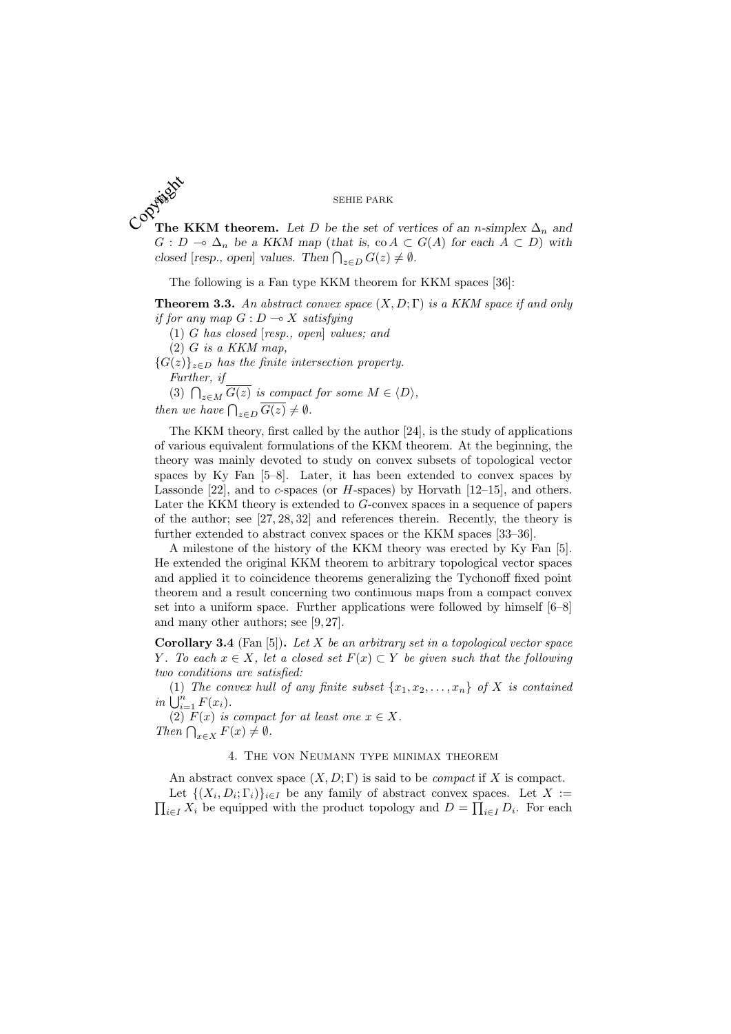**The KKM theorem.** *Let $D$ be the set of vertices of an $n$-simplex $\Delta_n$ and $G : D \multimap \Delta_n$ be a KKM map (that is, $\operatorname{co} A \subset G(A)$ for each $A \subset D$) with closed [resp., open] values. Then $\bigcap_{z \in D} G(z) \neq \emptyset$.*

The following is a Fan type KKM theorem for KKM spaces [36]:

**Theorem 3.3.** *An abstract convex space $(X, D; \Gamma)$ is a KKM space if and only if for any map $G : D \multimap X$ satisfying*

(1) *$G$ has closed [resp., open] values; and*

(2) *$G$ is a KKM map,*

*$\{G(z)\}_{z \in D}$ has the finite intersection property.*

*Further, if*

(3) *$\bigcap_{z \in M} \overline{G(z)}$ is compact for some $M \in \langle D \rangle$,*

*then we have $\bigcap_{z \in D} \overline{G(z)} \neq \emptyset$.*

The KKM theory, first called by the author [24], is the study of applications of various equivalent formulations of the KKM theorem. At the beginning, the theory was mainly devoted to study on convex subsets of topological vector spaces by Ky Fan [5–8]. Later, it has been extended to convex spaces by Lassonde [22], and to $c$-spaces (or $H$-spaces) by Horvath [12–15], and others. Later the KKM theory is extended to $G$-convex spaces in a sequence of papers of the author; see [27, 28, 32] and references therein. Recently, the theory is further extended to abstract convex spaces or the KKM spaces [33–36].

A milestone of the history of the KKM theory was erected by Ky Fan [5]. He extended the original KKM theorem to arbitrary topological vector spaces and applied it to coincidence theorems generalizing the Tychonoff fixed point theorem and a result concerning two continuous maps from a compact convex set into a uniform space. Further applications were followed by himself [6–8] and many other authors; see [9, 27].

**Corollary 3.4** (Fan [5])**.** *Let $X$ be an arbitrary set in a topological vector space $Y$. To each $x \in X$, let a closed set $F(x) \subset Y$ be given such that the following two conditions are satisfied:*

(1) *The convex hull of any finite subset $\{x_1, x_2, \ldots, x_n\}$ of $X$ is contained in $\bigcup_{i=1}^{n} F(x_i)$.*

(2) *$F(x)$ is compact for at least one $x \in X$.*

*Then $\bigcap_{x \in X} F(x) \neq \emptyset$.*

## 4. The von Neumann type minimax theorem

An abstract convex space $(X, D; \Gamma)$ is said to be *compact* if $X$ is compact.

Let $\{(X_i, D_i; \Gamma_i)\}_{i \in I}$ be any family of abstract convex spaces. Let $X := \prod_{i \in I} X_i$ be equipped with the product topology and $D = \prod_{i \in I} D_i$. For each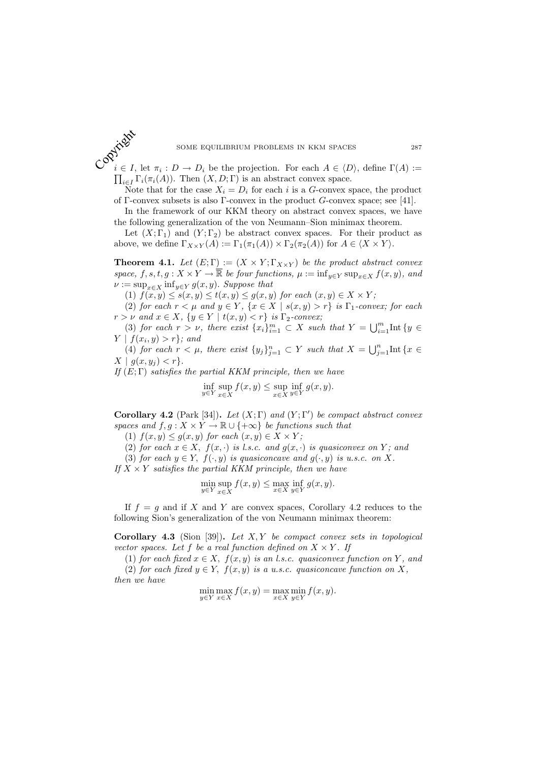$i \in I$, let $\pi_i : D \to D_i$ be the projection. For each $A \in \langle D \rangle$, define $\Gamma(A) := \prod_{i \in I} \Gamma_i(\pi_i(A))$. Then $(X, D; \Gamma)$ is an abstract convex space.

Note that for the case $X_i = D_i$ for each $i$ is a $G$-convex space, the product of $\Gamma$-convex subsets is also $\Gamma$-convex in the product $G$-convex space; see [41].

In the framework of our KKM theory on abstract convex spaces, we have the following generalization of the von Neumann–Sion minimax theorem.

Let $(X; \Gamma_1)$ and $(Y; \Gamma_2)$ be abstract convex spaces. For their product as above, we define $\Gamma_{X \times Y}(A) := \Gamma_1(\pi_1(A)) \times \Gamma_2(\pi_2(A))$ for $A \in \langle X \times Y \rangle$.

**Theorem 4.1.** *Let $(E; \Gamma) := (X \times Y; \Gamma_{X \times Y})$ be the product abstract convex space, $f, s, t, g : X \times Y \to \overline{\mathbb{R}}$ be four functions, $\mu := \inf_{y \in Y} \sup_{x \in X} f(x, y)$, and $\nu := \sup_{x \in X} \inf_{y \in Y} g(x, y)$. Suppose that*

*(1) $f(x, y) \le s(x, y) \le t(x, y) \le g(x, y)$ for each $(x, y) \in X \times Y$;*

*(2) for each $r < \mu$ and $y \in Y$, $\{x \in X \mid s(x, y) > r\}$ is $\Gamma_1$-convex; for each $r > \nu$ and $x \in X$, $\{y \in Y \mid t(x, y) < r\}$ is $\Gamma_2$-convex;*

*(3) for each $r > \nu$, there exist $\{x_i\}_{i=1}^m \subset X$ such that $Y = \bigcup_{i=1}^m \mathrm{Int}\,\{y \in Y \mid f(x_i, y) > r\}$; and*

*(4) for each $r < \mu$, there exist $\{y_j\}_{j=1}^n \subset Y$ such that $X = \bigcup_{j=1}^n \mathrm{Int}\,\{x \in X \mid g(x, y_j) < r\}$.*

*If $(E; \Gamma)$ satisfies the partial KKM principle, then we have*

$$\inf_{y \in Y} \sup_{x \in X} f(x, y) \le \sup_{x \in X} \inf_{y \in Y} g(x, y).$$

**Corollary 4.2** (Park [34])**.** *Let $(X; \Gamma)$ and $(Y; \Gamma')$ be compact abstract convex spaces and $f, g : X \times Y \to \mathbb{R} \cup \{+\infty\}$ be functions such that*

*(1) $f(x, y) \le g(x, y)$ for each $(x, y) \in X \times Y$;*

*(2) for each $x \in X$, $f(x, \cdot)$ is l.s.c. and $g(x, \cdot)$ is quasiconvex on $Y$; and*

*(3) for each $y \in Y$, $f(\cdot, y)$ is quasiconcave and $g(\cdot, y)$ is u.s.c. on $X$.*

*If $X \times Y$ satisfies the partial KKM principle, then we have*

$$\min_{y \in Y} \sup_{x \in X} f(x, y) \le \max_{x \in X} \inf_{y \in Y} g(x, y).$$

If $f = g$ and if $X$ and $Y$ are convex spaces, Corollary 4.2 reduces to the following Sion's generalization of the von Neumann minimax theorem:

**Corollary 4.3** (Sion [39])**.** *Let $X, Y$ be compact convex sets in topological vector spaces. Let $f$ be a real function defined on $X \times Y$. If*

*(1) for each fixed $x \in X$, $f(x, y)$ is an l.s.c. quasiconvex function on $Y$, and*

*(2) for each fixed $y \in Y$, $f(x, y)$ is a u.s.c. quasiconcave function on $X$,*

*then we have*

$$\min_{y \in Y} \max_{x \in X} f(x, y) = \max_{x \in X} \min_{y \in Y} f(x, y).$$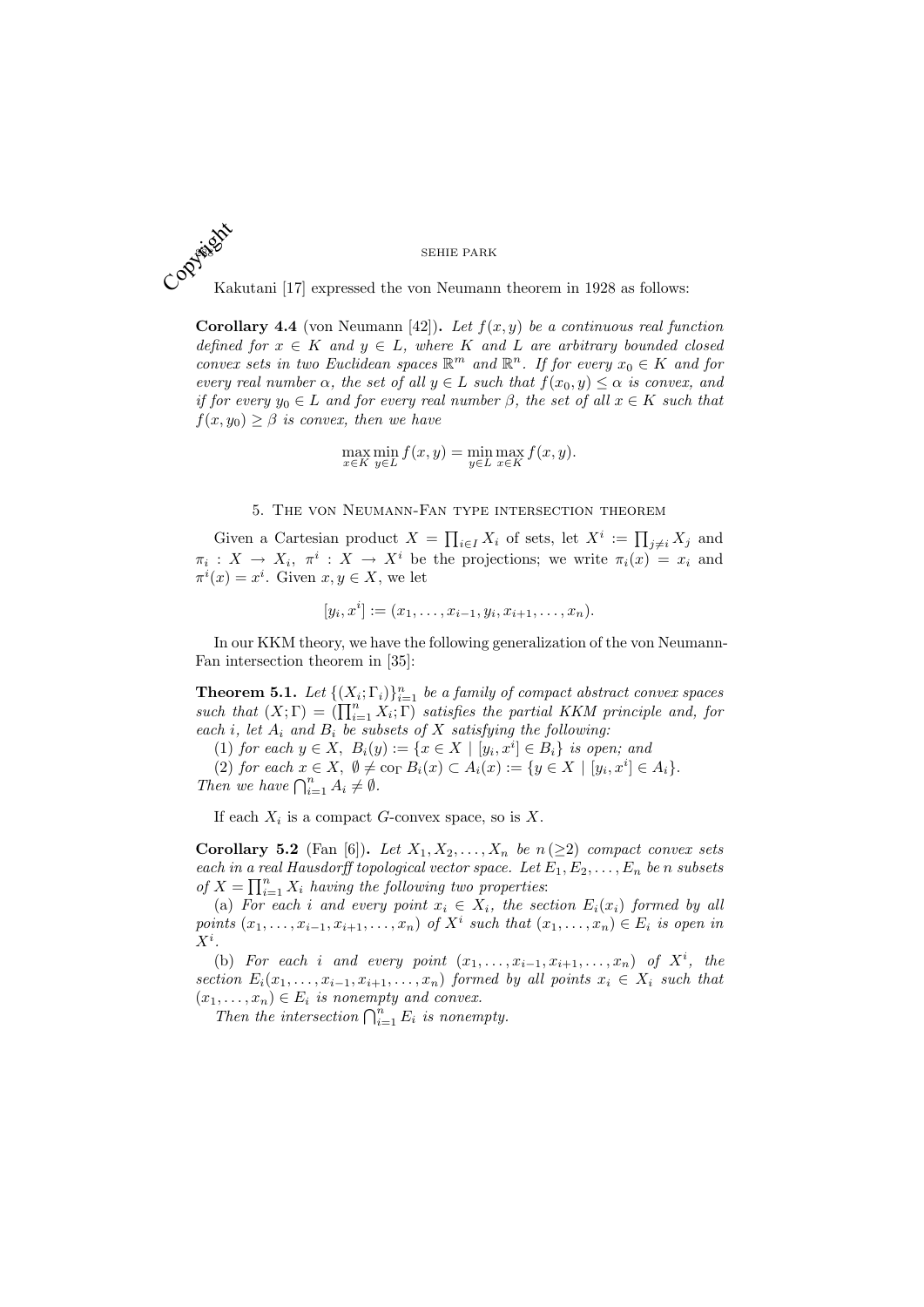Kakutani [17] expressed the von Neumann theorem in 1928 as follows:

**Corollary 4.4** (von Neumann [42])**.** *Let $f(x, y)$ be a continuous real function defined for $x \in K$ and $y \in L$, where $K$ and $L$ are arbitrary bounded closed convex sets in two Euclidean spaces $\mathbb{R}^m$ and $\mathbb{R}^n$. If for every $x_0 \in K$ and for every real number $\alpha$, the set of all $y \in L$ such that $f(x_0, y) \leq \alpha$ is convex, and if for every $y_0 \in L$ and for every real number $\beta$, the set of all $x \in K$ such that $f(x, y_0) \geq \beta$ is convex, then we have*

$$\max_{x \in K} \min_{y \in L} f(x, y) = \min_{y \in L} \max_{x \in K} f(x, y).$$

## 5. The von Neumann-Fan type intersection theorem

Given a Cartesian product $X = \prod_{i \in I} X_i$ of sets, let $X^i := \prod_{j \neq i} X_j$ and $\pi_i : X \to X_i$, $\pi^i : X \to X^i$ be the projections; we write $\pi_i(x) = x_i$ and $\pi^i(x) = x^i$. Given $x, y \in X$, we let

$$[y_i, x^i] := (x_1, \ldots, x_{i-1}, y_i, x_{i+1}, \ldots, x_n).$$

In our KKM theory, we have the following generalization of the von Neumann-Fan intersection theorem in [35]:

**Theorem 5.1.** *Let $\{(X_i; \Gamma_i)\}_{i=1}^n$ be a family of compact abstract convex spaces such that $(X; \Gamma) = (\prod_{i=1}^n X_i; \Gamma)$ satisfies the partial KKM principle and, for each $i$, let $A_i$ and $B_i$ be subsets of $X$ satisfying the following:*

*(1) for each $y \in X$, $B_i(y) := \{x \in X \mid [y_i, x^i] \in B_i\}$ is open; and*

*(2) for each $x \in X$, $\emptyset \neq \mathrm{co}_\Gamma B_i(x) \subset A_i(x) := \{y \in X \mid [y_i, x^i] \in A_i\}$.*

*Then we have $\bigcap_{i=1}^n A_i \neq \emptyset$.*

If each $X_i$ is a compact $G$-convex space, so is $X$.

**Corollary 5.2** (Fan [6])**.** *Let $X_1, X_2, \ldots, X_n$ be $n\,(\geq 2)$ compact convex sets each in a real Hausdorff topological vector space. Let $E_1, E_2, \ldots, E_n$ be $n$ subsets of $X = \prod_{i=1}^n X_i$ having the following two properties*:

*(a) For each $i$ and every point $x_i \in X_i$, the section $E_i(x_i)$ formed by all points $(x_1, \ldots, x_{i-1}, x_{i+1}, \ldots, x_n)$ of $X^i$ such that $(x_1, \ldots, x_n) \in E_i$ is open in $X^i$.*

*(b) For each $i$ and every point $(x_1, \ldots, x_{i-1}, x_{i+1}, \ldots, x_n)$ of $X^i$, the section $E_i(x_1, \ldots, x_{i-1}, x_{i+1}, \ldots, x_n)$ formed by all points $x_i \in X_i$ such that $(x_1, \ldots, x_n) \in E_i$ is nonempty and convex.*

*Then the intersection $\bigcap_{i=1}^n E_i$ is nonempty.*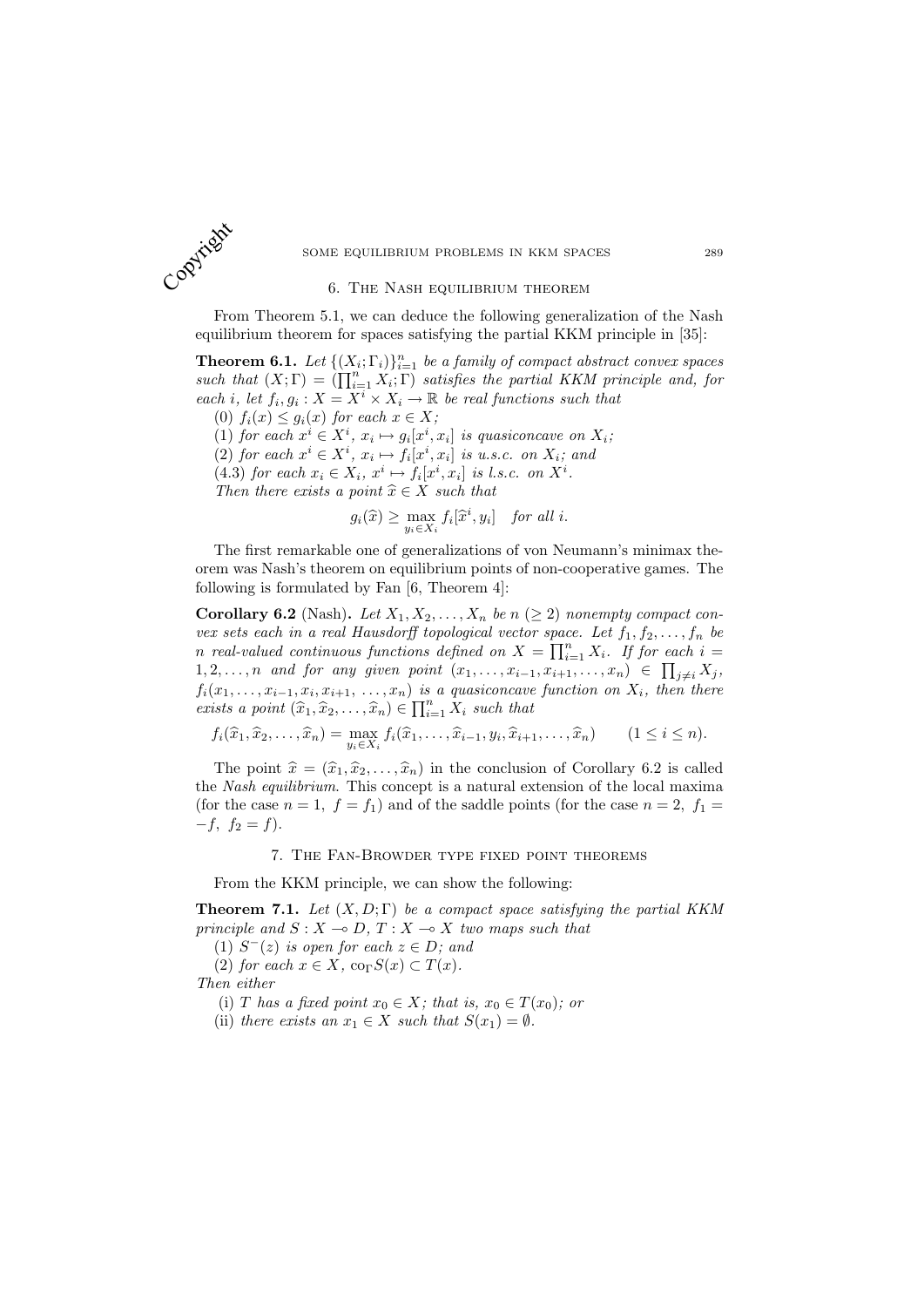## 6. The Nash equilibrium theorem

From Theorem 5.1, we can deduce the following generalization of the Nash equilibrium theorem for spaces satisfying the partial KKM principle in [35]:

**Theorem 6.1.** *Let $\{(X_i;\Gamma_i)\}_{i=1}^n$ be a family of compact abstract convex spaces such that $(X;\Gamma) = (\prod_{i=1}^n X_i;\Gamma)$ satisfies the partial KKM principle and, for each $i$, let $f_i, g_i : X = X^i \times X_i \to \mathbb{R}$ be real functions such that*

(0) *$f_i(x) \leq g_i(x)$ for each $x \in X$;*

(1) *for each $x^i \in X^i$, $x_i \mapsto g_i[x^i, x_i]$ is quasiconcave on $X_i$;*

(2) *for each $x^i \in X^i$, $x_i \mapsto f_i[x^i, x_i]$ is u.s.c. on $X_i$; and*

(4.3) *for each $x_i \in X_i$, $x^i \mapsto f_i[x^i, x_i]$ is l.s.c. on $X^i$.*

*Then there exists a point $\widehat{x} \in X$ such that*

$$g_i(\widehat{x}) \geq \max_{y_i \in X_i} f_i[\widehat{x}^i, y_i] \quad \textit{for all } i.$$

The first remarkable one of generalizations of von Neumann's minimax theorem was Nash's theorem on equilibrium points of non-cooperative games. The following is formulated by Fan [6, Theorem 4]:

**Corollary 6.2** (Nash)**.** *Let $X_1, X_2, \ldots, X_n$ be $n$ $(\geq 2)$ nonempty compact convex sets each in a real Hausdorff topological vector space. Let $f_1, f_2, \ldots, f_n$ be $n$ real-valued continuous functions defined on $X = \prod_{i=1}^n X_i$. If for each $i = 1, 2, \ldots, n$ and for any given point $(x_1, \ldots, x_{i-1}, x_{i+1}, \ldots, x_n) \in \prod_{j\neq i} X_j$, $f_i(x_1, \ldots, x_{i-1}, x_i, x_{i+1}, \ldots, x_n)$ is a quasiconcave function on $X_i$, then there exists a point $(\widehat{x}_1, \widehat{x}_2, \ldots, \widehat{x}_n) \in \prod_{i=1}^n X_i$ such that*

$$f_i(\widehat{x}_1, \widehat{x}_2, \ldots, \widehat{x}_n) = \max_{y_i \in X_i} f_i(\widehat{x}_1, \ldots, \widehat{x}_{i-1}, y_i, \widehat{x}_{i+1}, \ldots, \widehat{x}_n) \qquad (1 \leq i \leq n).$$

The point $\widehat{x} = (\widehat{x}_1, \widehat{x}_2, \ldots, \widehat{x}_n)$ in the conclusion of Corollary 6.2 is called the *Nash equilibrium*. This concept is a natural extension of the local maxima (for the case $n = 1$, $f = f_1$) and of the saddle points (for the case $n = 2$, $f_1 = -f$, $f_2 = f$).

## 7. The Fan-Browder type fixed point theorems

From the KKM principle, we can show the following:

**Theorem 7.1.** *Let $(X, D;\Gamma)$ be a compact space satisfying the partial KKM principle and $S : X \multimap D$, $T : X \multimap X$ two maps such that*

(1) *$S^-(z)$ is open for each $z \in D$; and*

(2) *for each $x \in X$, $\mathrm{co}_\Gamma S(x) \subset T(x)$.*

*Then either*

(i) *$T$ has a fixed point $x_0 \in X$; that is, $x_0 \in T(x_0)$; or*

(ii) *there exists an $x_1 \in X$ such that $S(x_1) = \emptyset$.*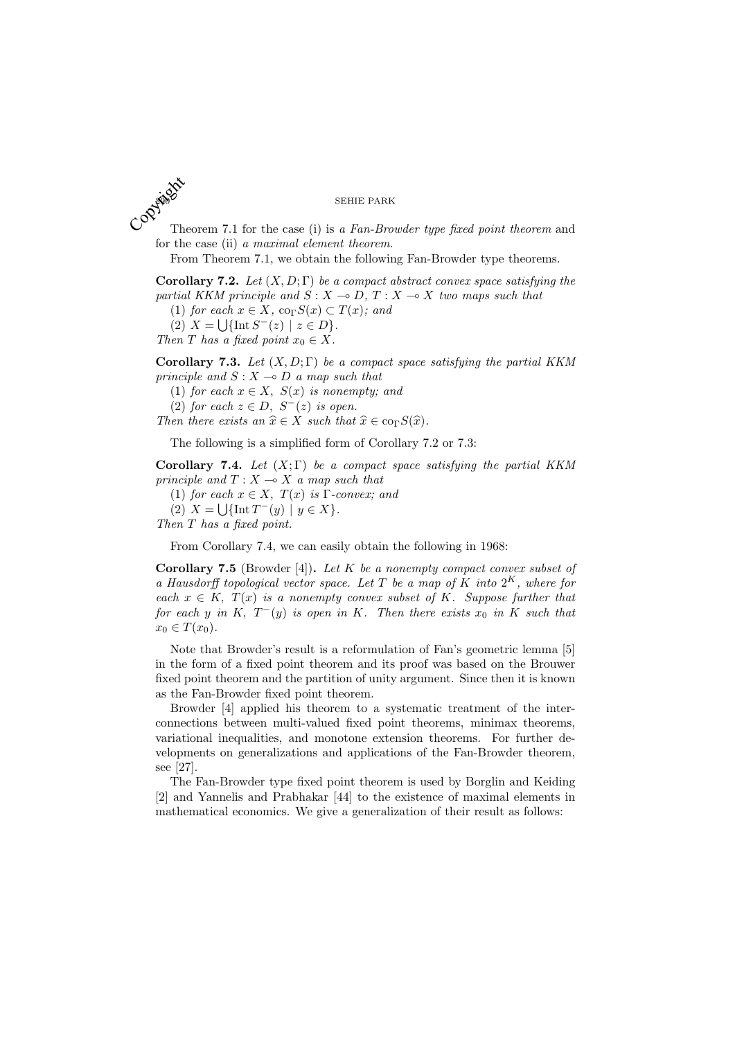Theorem 7.1 for the case (i) is *a Fan-Browder type fixed point theorem* and for the case (ii) *a maximal element theorem*.

From Theorem 7.1, we obtain the following Fan-Browder type theorems.

**Corollary 7.2.** *Let $(X, D; \Gamma)$ be a compact abstract convex space satisfying the partial KKM principle and $S : X \multimap D$, $T : X \multimap X$ two maps such that*

*(1) for each $x \in X$, $\mathrm{co}_\Gamma S(x) \subset T(x)$; and*

*(2) $X = \bigcup\{\mathrm{Int}\, S^-(z) \mid z \in D\}$.*

*Then $T$ has a fixed point $x_0 \in X$.*

**Corollary 7.3.** *Let $(X, D; \Gamma)$ be a compact space satisfying the partial KKM principle and $S : X \multimap D$ a map such that*

*(1) for each $x \in X$, $S(x)$ is nonempty; and*

*(2) for each $z \in D$, $S^-(z)$ is open.*

*Then there exists an $\widehat{x} \in X$ such that $\widehat{x} \in \mathrm{co}_\Gamma S(\widehat{x})$.*

The following is a simplified form of Corollary 7.2 or 7.3:

**Corollary 7.4.** *Let $(X; \Gamma)$ be a compact space satisfying the partial KKM principle and $T : X \multimap X$ a map such that*

*(1) for each $x \in X$, $T(x)$ is $\Gamma$-convex; and*

*(2) $X = \bigcup\{\mathrm{Int}\, T^-(y) \mid y \in X\}$.*

*Then $T$ has a fixed point.*

From Corollary 7.4, we can easily obtain the following in 1968:

**Corollary 7.5** (Browder [4])**.** *Let $K$ be a nonempty compact convex subset of a Hausdorff topological vector space. Let $T$ be a map of $K$ into $2^K$, where for each $x \in K$, $T(x)$ is a nonempty convex subset of $K$. Suppose further that for each $y$ in $K$, $T^-(y)$ is open in $K$. Then there exists $x_0$ in $K$ such that $x_0 \in T(x_0)$.*

Note that Browder's result is a reformulation of Fan's geometric lemma [5] in the form of a fixed point theorem and its proof was based on the Brouwer fixed point theorem and the partition of unity argument. Since then it is known as the Fan-Browder fixed point theorem.

Browder [4] applied his theorem to a systematic treatment of the interconnections between multi-valued fixed point theorems, minimax theorems, variational inequalities, and monotone extension theorems. For further developments on generalizations and applications of the Fan-Browder theorem, see [27].

The Fan-Browder type fixed point theorem is used by Borglin and Keiding [2] and Yannelis and Prabhakar [44] to the existence of maximal elements in mathematical economics. We give a generalization of their result as follows: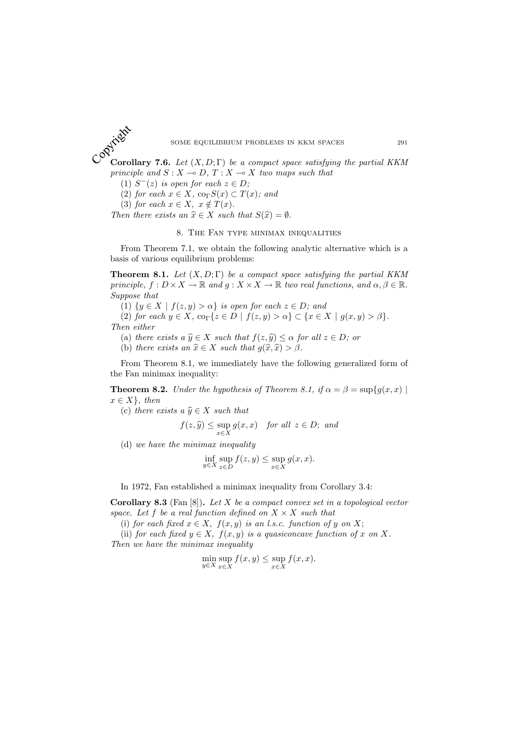**Corollary 7.6.** *Let $(X, D; \Gamma)$ be a compact space satisfying the partial KKM principle and $S : X \multimap D$, $T : X \multimap X$ two maps such that*

(1) *$S^{-}(z)$ is open for each $z \in D$;*

(2) *for each $x \in X$, $\mathrm{co}_{\Gamma} S(x) \subset T(x)$; and*

(3) *for each $x \in X$, $x \notin T(x)$.*

*Then there exists an $\widehat{x} \in X$ such that $S(\widehat{x}) = \emptyset$.*

## 8. The Fan type minimax inequalities

From Theorem 7.1, we obtain the following analytic alternative which is a basis of various equilibrium problems:

**Theorem 8.1.** *Let $(X, D; \Gamma)$ be a compact space satisfying the partial KKM principle, $f : D \times X \to \mathbb{R}$ and $g : X \times X \to \mathbb{R}$ two real functions, and $\alpha, \beta \in \mathbb{R}$. Suppose that*

(1) *$\{y \in X \mid f(z, y) > \alpha\}$ is open for each $z \in D$; and*

(2) *for each $y \in X$, $\mathrm{co}_{\Gamma}\{z \in D \mid f(z, y) > \alpha\} \subset \{x \in X \mid g(x, y) > \beta\}$.*

*Then either*

(a) *there exists a $\widehat{y} \in X$ such that $f(z, \widehat{y}) \leq \alpha$ for all $z \in D$; or*

(b) *there exists an $\widehat{x} \in X$ such that $g(\widehat{x}, \widehat{x}) > \beta$.*

From Theorem 8.1, we immediately have the following generalized form of the Fan minimax inequality:

**Theorem 8.2.** *Under the hypothesis of Theorem 8.1, if $\alpha = \beta = \sup\{g(x, x) \mid x \in X\}$, then*

(c) *there exists a $\widehat{y} \in X$ such that*

$$f(z, \widehat{y}) \leq \sup_{x \in X} g(x, x) \quad \text{for all } z \in D; \text{ and}$$

(d) *we have the minimax inequality*

$$\inf_{y \in X} \sup_{z \in D} f(z, y) \leq \sup_{x \in X} g(x, x).$$

In 1972, Fan established a minimax inequality from Corollary 3.4:

**Corollary 8.3** (Fan [8])**.** *Let $X$ be a compact convex set in a topological vector space. Let $f$ be a real function defined on $X \times X$ such that*

(i) *for each fixed $x \in X$, $f(x, y)$ is an l.s.c. function of $y$ on $X$;*

(ii) *for each fixed $y \in X$, $f(x, y)$ is a quasiconcave function of $x$ on $X$.*

*Then we have the minimax inequality*

$$\min_{y \in X} \sup_{x \in X} f(x, y) \leq \sup_{x \in X} f(x, x).$$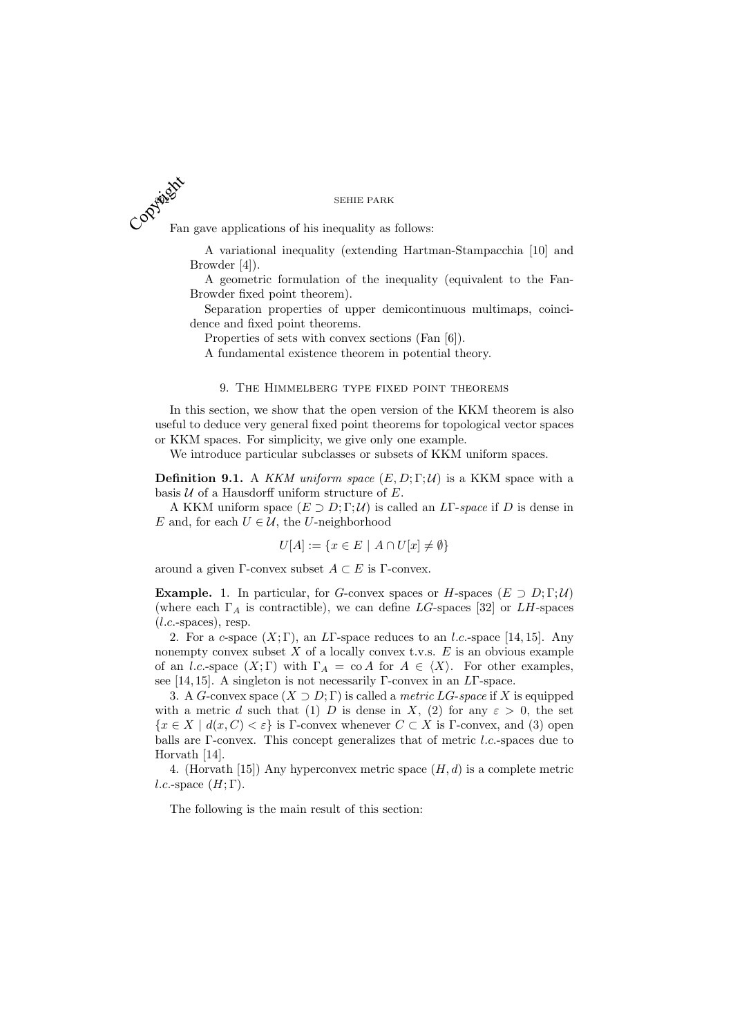Fan gave applications of his inequality as follows:

> A variational inequality (extending Hartman-Stampacchia [10] and Browder [4]).
> A geometric formulation of the inequality (equivalent to the Fan-Browder fixed point theorem).
> Separation properties of upper demicontinuous multimaps, coincidence and fixed point theorems.
> Properties of sets with convex sections (Fan [6]).
> A fundamental existence theorem in potential theory.

## 9. The Himmelberg type fixed point theorems

In this section, we show that the open version of the KKM theorem is also useful to deduce very general fixed point theorems for topological vector spaces or KKM spaces. For simplicity, we give only one example.

We introduce particular subclasses or subsets of KKM uniform spaces.

**Definition 9.1.** A *KKM uniform space* $(E, D; \Gamma; \mathcal{U})$ is a KKM space with a basis $\mathcal{U}$ of a Hausdorff uniform structure of $E$.

A KKM uniform space $(E \supset D; \Gamma; \mathcal{U})$ is called an *$L\Gamma$-space* if $D$ is dense in $E$ and, for each $U \in \mathcal{U}$, the $U$-neighborhood

$$U[A] := \{x \in E \mid A \cap U[x] \neq \emptyset\}$$

around a given $\Gamma$-convex subset $A \subset E$ is $\Gamma$-convex.

**Example.** 1. In particular, for $G$-convex spaces or $H$-spaces $(E \supset D; \Gamma; \mathcal{U})$ (where each $\Gamma_A$ is contractible), we can define $LG$-spaces [32] or $LH$-spaces ($l.c.$-spaces), resp.

2. For a $c$-space $(X; \Gamma)$, an $L\Gamma$-space reduces to an $l.c.$-space [14, 15]. Any nonempty convex subset $X$ of a locally convex t.v.s. $E$ is an obvious example of an $l.c.$-space $(X; \Gamma)$ with $\Gamma_A = \operatorname{co} A$ for $A \in \langle X \rangle$. For other examples, see [14, 15]. A singleton is not necessarily $\Gamma$-convex in an $L\Gamma$-space.

3. A $G$-convex space $(X \supset D; \Gamma)$ is called a *metric $LG$-space* if $X$ is equipped with a metric $d$ such that (1) $D$ is dense in $X$, (2) for any $\varepsilon > 0$, the set $\{x \in X \mid d(x, C) < \varepsilon\}$ is $\Gamma$-convex whenever $C \subset X$ is $\Gamma$-convex, and (3) open balls are $\Gamma$-convex. This concept generalizes that of metric $l.c.$-spaces due to Horvath [14].

4. (Horvath [15]) Any hyperconvex metric space $(H, d)$ is a complete metric $l.c.$-space $(H; \Gamma)$.

The following is the main result of this section: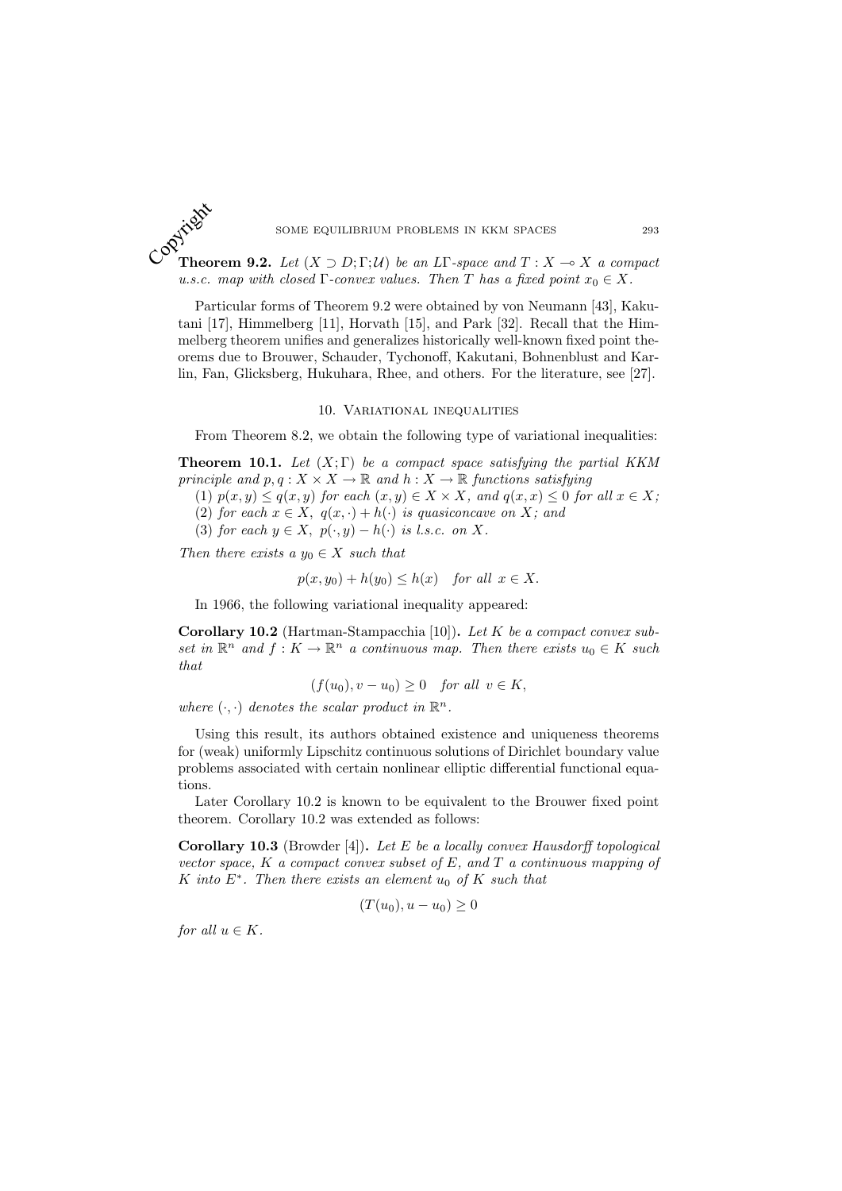**Theorem 9.2.** *Let $(X \supset D; \Gamma; \mathcal{U})$ be an $L\Gamma$-space and $T : X \multimap X$ a compact u.s.c. map with closed $\Gamma$-convex values. Then $T$ has a fixed point $x_0 \in X$.*

Particular forms of Theorem 9.2 were obtained by von Neumann [43], Kakutani [17], Himmelberg [11], Horvath [15], and Park [32]. Recall that the Himmelberg theorem unifies and generalizes historically well-known fixed point theorems due to Brouwer, Schauder, Tychonoff, Kakutani, Bohnenblust and Karlin, Fan, Glicksberg, Hukuhara, Rhee, and others. For the literature, see [27].

## 10. Variational inequalities

From Theorem 8.2, we obtain the following type of variational inequalities:

**Theorem 10.1.** *Let $(X; \Gamma)$ be a compact space satisfying the partial KKM principle and $p, q : X \times X \to \mathbb{R}$ and $h : X \to \mathbb{R}$ functions satisfying*

(1) *$p(x, y) \leq q(x, y)$ for each $(x, y) \in X \times X$, and $q(x, x) \leq 0$ for all $x \in X$;*
(2) *for each $x \in X$, $q(x, \cdot) + h(\cdot)$ is quasiconcave on $X$; and*
(3) *for each $y \in X$, $p(\cdot, y) - h(\cdot)$ is l.s.c. on $X$.*

*Then there exists a $y_0 \in X$ such that*

$$p(x, y_0) + h(y_0) \leq h(x) \quad \textit{for all } x \in X.$$

In 1966, the following variational inequality appeared:

**Corollary 10.2** (Hartman-Stampacchia [10])**.** *Let $K$ be a compact convex subset in $\mathbb{R}^n$ and $f : K \to \mathbb{R}^n$ a continuous map. Then there exists $u_0 \in K$ such that*

$$(f(u_0), v - u_0) \geq 0 \quad \textit{for all } v \in K,$$

*where $(\cdot, \cdot)$ denotes the scalar product in $\mathbb{R}^n$.*

Using this result, its authors obtained existence and uniqueness theorems for (weak) uniformly Lipschitz continuous solutions of Dirichlet boundary value problems associated with certain nonlinear elliptic differential functional equations.

Later Corollary 10.2 is known to be equivalent to the Brouwer fixed point theorem. Corollary 10.2 was extended as follows:

**Corollary 10.3** (Browder [4])**.** *Let $E$ be a locally convex Hausdorff topological vector space, $K$ a compact convex subset of $E$, and $T$ a continuous mapping of $K$ into $E^*$. Then there exists an element $u_0$ of $K$ such that*

$$(T(u_0), u - u_0) \geq 0$$

*for all $u \in K$.*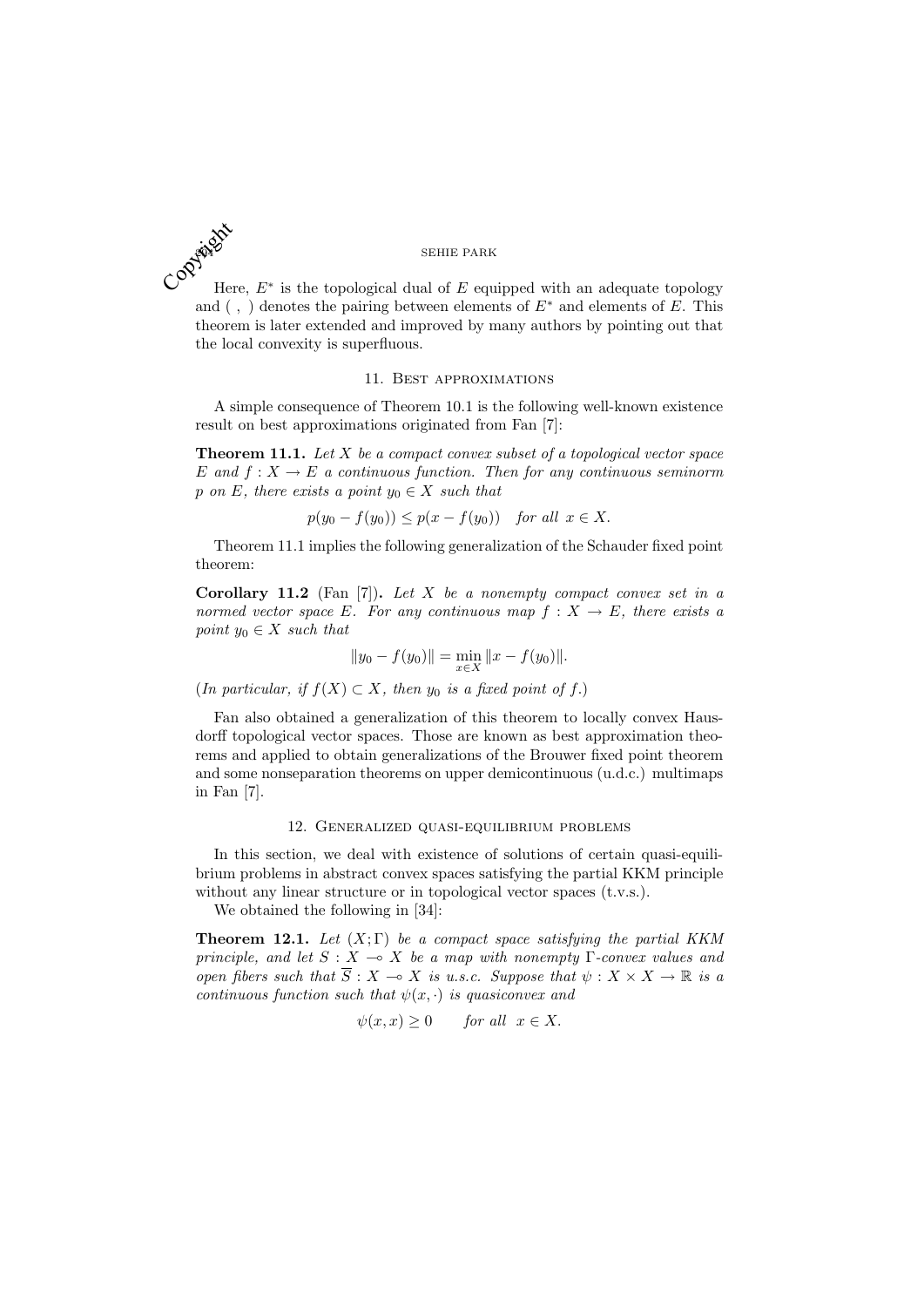Here, $E^*$ is the topological dual of $E$ equipped with an adequate topology and $( \ , \ )$ denotes the pairing between elements of $E^*$ and elements of $E$. This theorem is later extended and improved by many authors by pointing out that the local convexity is superfluous.

## 11. Best approximations

A simple consequence of Theorem 10.1 is the following well-known existence result on best approximations originated from Fan [7]:

**Theorem 11.1.** *Let $X$ be a compact convex subset of a topological vector space $E$ and $f : X \to E$ a continuous function. Then for any continuous seminorm $p$ on $E$, there exists a point $y_0 \in X$ such that*

$$p(y_0 - f(y_0)) \leq p(x - f(y_0)) \quad \text{for all } \ x \in X.$$

Theorem 11.1 implies the following generalization of the Schauder fixed point theorem:

**Corollary 11.2** (Fan [7])**.** *Let $X$ be a nonempty compact convex set in a normed vector space $E$. For any continuous map $f : X \to E$, there exists a point $y_0 \in X$ such that*

$$\|y_0 - f(y_0)\| = \min_{x \in X} \|x - f(y_0)\|.$$

(*In particular, if $f(X) \subset X$, then $y_0$ is a fixed point of $f$.*)

Fan also obtained a generalization of this theorem to locally convex Hausdorff topological vector spaces. Those are known as best approximation theorems and applied to obtain generalizations of the Brouwer fixed point theorem and some nonseparation theorems on upper demicontinuous (u.d.c.) multimaps in Fan [7].

## 12. Generalized quasi-equilibrium problems

In this section, we deal with existence of solutions of certain quasi-equilibrium problems in abstract convex spaces satisfying the partial KKM principle without any linear structure or in topological vector spaces (t.v.s.).

We obtained the following in [34]:

**Theorem 12.1.** *Let $(X; \Gamma)$ be a compact space satisfying the partial KKM principle, and let $S : X \multimap X$ be a map with nonempty $\Gamma$-convex values and open fibers such that $\overline{S} : X \multimap X$ is u.s.c. Suppose that $\psi : X \times X \to \mathbb{R}$ is a continuous function such that $\psi(x, \cdot)$ is quasiconvex and*

$$\psi(x, x) \geq 0 \qquad \text{for all } \ x \in X.$$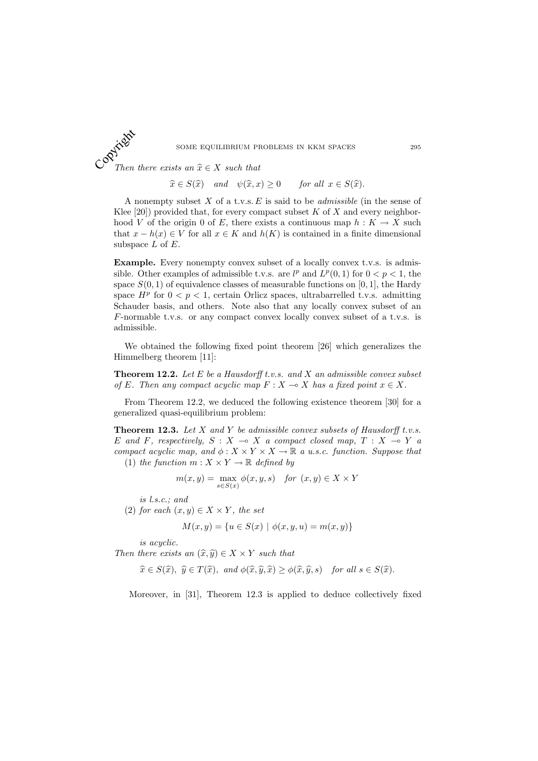*Then there exists an $\widehat{x} \in X$ such that*

$$\widehat{x} \in S(\widehat{x}) \quad \text{and} \quad \psi(\widehat{x}, x) \geq 0 \qquad \text{for all } x \in S(\widehat{x}).$$

A nonempty subset $X$ of a t.v.s. $E$ is said to be *admissible* (in the sense of Klee [20]) provided that, for every compact subset $K$ of $X$ and every neighborhood $V$ of the origin 0 of $E$, there exists a continuous map $h : K \to X$ such that $x - h(x) \in V$ for all $x \in K$ and $h(K)$ is contained in a finite dimensional subspace $L$ of $E$.

**Example.** Every nonempty convex subset of a locally convex t.v.s. is admissible. Other examples of admissible t.v.s. are $l^p$ and $L^p(0,1)$ for $0 < p < 1$, the space $S(0,1)$ of equivalence classes of measurable functions on $[0,1]$, the Hardy space $H^p$ for $0 < p < 1$, certain Orlicz spaces, ultrabarrelled t.v.s. admitting Schauder basis, and others. Note also that any locally convex subset of an $F$-normable t.v.s. or any compact convex locally convex subset of a t.v.s. is admissible.

We obtained the following fixed point theorem [26] which generalizes the Himmelberg theorem [11]:

**Theorem 12.2.** *Let $E$ be a Hausdorff t.v.s. and $X$ an admissible convex subset of $E$. Then any compact acyclic map $F : X \multimap X$ has a fixed point $x \in X$.*

From Theorem 12.2, we deduced the following existence theorem [30] for a generalized quasi-equilibrium problem:

**Theorem 12.3.** *Let $X$ and $Y$ be admissible convex subsets of Hausdorff t.v.s. $E$ and $F$, respectively, $S : X \multimap X$ a compact closed map, $T : X \multimap Y$ a compact acyclic map, and $\phi : X \times Y \times X \to \mathbb{R}$ a u.s.c. function. Suppose that*

(1) *the function $m : X \times Y \to \mathbb{R}$ defined by*

$$m(x,y) = \max_{s \in S(x)} \phi(x,y,s) \quad \text{for } (x,y) \in X \times Y$$

*is l.s.c.; and*

(2) *for each $(x,y) \in X \times Y$, the set*

$$M(x,y) = \{u \in S(x) \mid \phi(x,y,u) = m(x,y)\}$$

*is acyclic.*

*Then there exists an $(\widehat{x}, \widehat{y}) \in X \times Y$ such that*

$$\widehat{x} \in S(\widehat{x}), \ \widehat{y} \in T(\widehat{x}), \ \text{and } \phi(\widehat{x}, \widehat{y}, \widehat{x}) \geq \phi(\widehat{x}, \widehat{y}, s) \quad \text{for all } s \in S(\widehat{x}).$$

Moreover, in [31], Theorem 12.3 is applied to deduce collectively fixed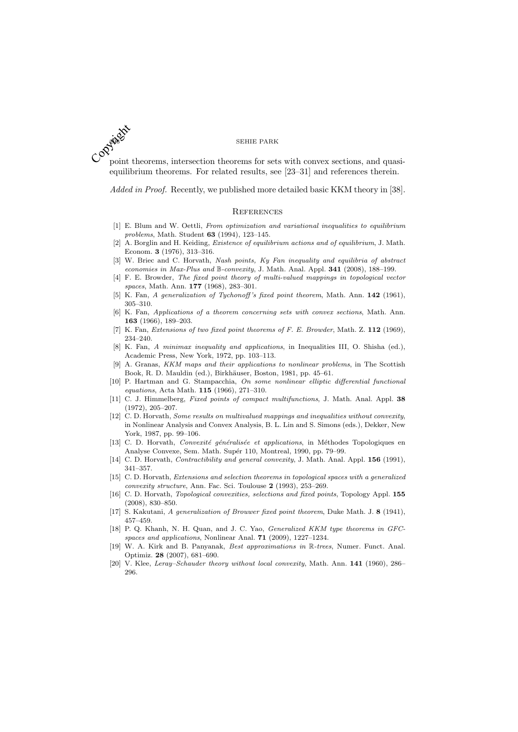point theorems, intersection theorems for sets with convex sections, and quasi-equilibrium theorems. For related results, see [23–31] and references therein.

*Added in Proof.* Recently, we published more detailed basic KKM theory in [38].

## References

[1] E. Blum and W. Oettli, *From optimization and variational inequalities to equilibrium problems*, Math. Student **63** (1994), 123–145.

[2] A. Borglin and H. Keiding, *Existence of equilibrium actions and of equilibrium*, J. Math. Econom. **3** (1976), 313–316.

[3] W. Briec and C. Horvath, *Nash points, Ky Fan inequality and equilibria of abstract economies in Max-Plus and $\mathbb{B}$-convexity*, J. Math. Anal. Appl. **341** (2008), 188–199.

[4] F. E. Browder, *The fixed point theory of multi-valued mappings in topological vector spaces*, Math. Ann. **177** (1968), 283–301.

[5] K. Fan, *A generalization of Tychonoff's fixed point theorem*, Math. Ann. **142** (1961), 305–310.

[6] K. Fan, *Applications of a theorem concerning sets with convex sections*, Math. Ann. **163** (1966), 189–203.

[7] K. Fan, *Extensions of two fixed point theorems of F. E. Browder*, Math. Z. **112** (1969), 234–240.

[8] K. Fan, *A minimax inequality and applications*, in Inequalities III, O. Shisha (ed.), Academic Press, New York, 1972, pp. 103–113.

[9] A. Granas, *KKM maps and their applications to nonlinear problems*, in The Scottish Book, R. D. Mauldin (ed.), Birkhäuser, Boston, 1981, pp. 45–61.

[10] P. Hartman and G. Stampacchia, *On some nonlinear elliptic differential functional equations*, Acta Math. **115** (1966), 271–310.

[11] C. J. Himmelberg, *Fixed points of compact multifunctions*, J. Math. Anal. Appl. **38** (1972), 205–207.

[12] C. D. Horvath, *Some results on multivalued mappings and inequalities without convexity*, in Nonlinear Analysis and Convex Analysis, B. L. Lin and S. Simons (eds.), Dekker, New York, 1987, pp. 99–106.

[13] C. D. Horvath, *Convexité généralisée et applications*, in Méthodes Topologiques en Analyse Convexe, Sem. Math. Supér 110, Montreal, 1990, pp. 79–99.

[14] C. D. Horvath, *Contractibility and general convexity*, J. Math. Anal. Appl. **156** (1991), 341–357.

[15] C. D. Horvath, *Extensions and selection theorems in topological spaces with a generalized convexity structure*, Ann. Fac. Sci. Toulouse **2** (1993), 253–269.

[16] C. D. Horvath, *Topological convexities, selections and fixed points*, Topology Appl. **155** (2008), 830–850.

[17] S. Kakutani, *A generalization of Brouwer fixed point theorem*, Duke Math. J. **8** (1941), 457–459.

[18] P. Q. Khanh, N. H. Quan, and J. C. Yao, *Generalized KKM type theorems in GFC-spaces and applications*, Nonlinear Anal. **71** (2009), 1227–1234.

[19] W. A. Kirk and B. Panyanak, *Best approximations in $\mathbb{R}$-trees*, Numer. Funct. Anal. Optimiz. **28** (2007), 681–690.

[20] V. Klee, *Leray–Schauder theory without local convexity*, Math. Ann. **141** (1960), 286–296.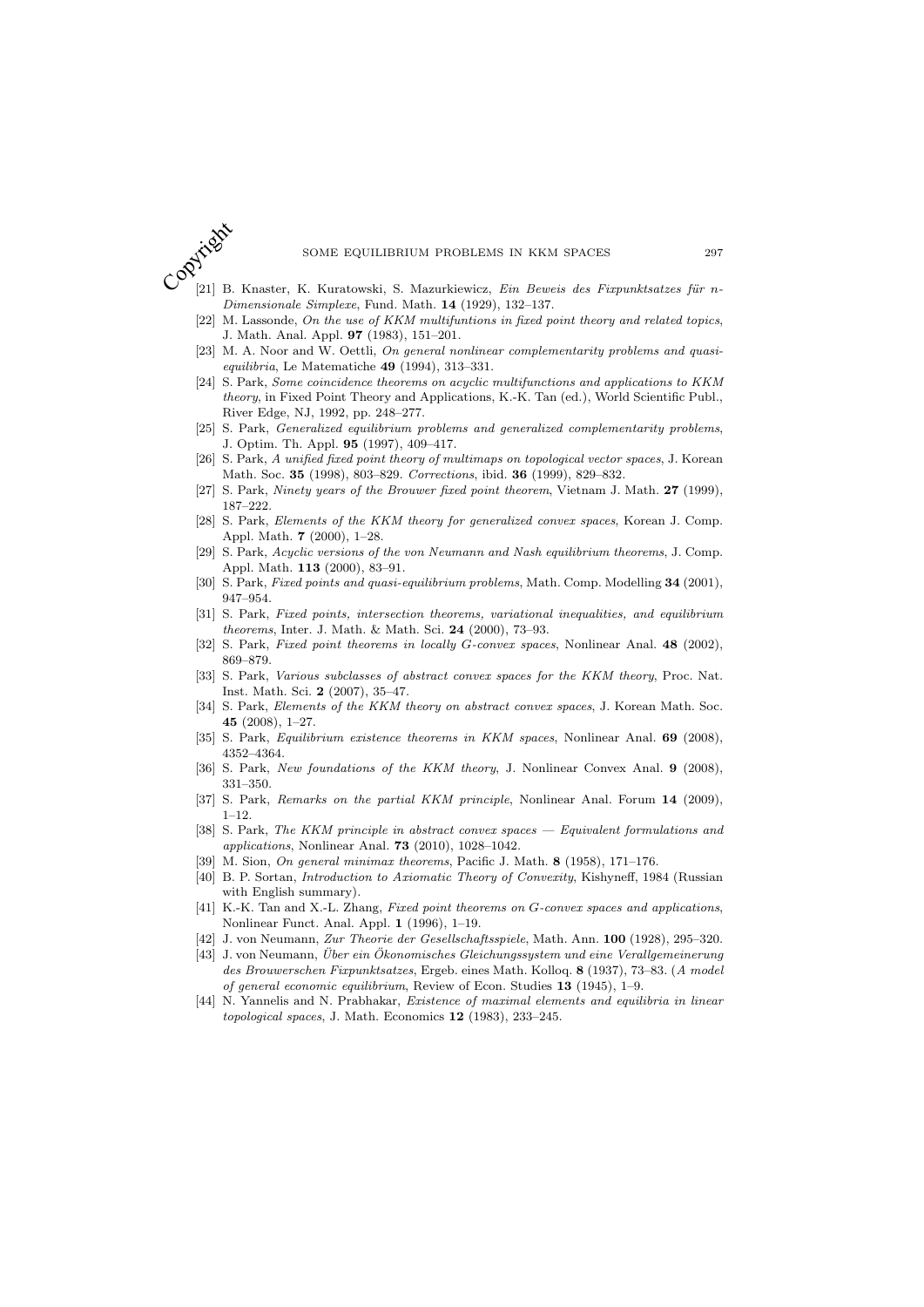[21] B. Knaster, K. Kuratowski, S. Mazurkiewicz, *Ein Beweis des Fixpunktsatzes für n-Dimensionale Simplexe*, Fund. Math. **14** (1929), 132–137.

[22] M. Lassonde, *On the use of KKM multifuntions in fixed point theory and related topics*, J. Math. Anal. Appl. **97** (1983), 151–201.

[23] M. A. Noor and W. Oettli, *On general nonlinear complementarity problems and quasi-equilibria*, Le Matematiche **49** (1994), 313–331.

[24] S. Park, *Some coincidence theorems on acyclic multifunctions and applications to KKM theory*, in Fixed Point Theory and Applications, K.-K. Tan (ed.), World Scientific Publ., River Edge, NJ, 1992, pp. 248–277.

[25] S. Park, *Generalized equilibrium problems and generalized complementarity problems*, J. Optim. Th. Appl. **95** (1997), 409–417.

[26] S. Park, *A unified fixed point theory of multimaps on topological vector spaces*, J. Korean Math. Soc. **35** (1998), 803–829. *Corrections*, ibid. **36** (1999), 829–832.

[27] S. Park, *Ninety years of the Brouwer fixed point theorem*, Vietnam J. Math. **27** (1999), 187–222.

[28] S. Park, *Elements of the KKM theory for generalized convex spaces*, Korean J. Comp. Appl. Math. **7** (2000), 1–28.

[29] S. Park, *Acyclic versions of the von Neumann and Nash equilibrium theorems*, J. Comp. Appl. Math. **113** (2000), 83–91.

[30] S. Park, *Fixed points and quasi-equilibrium problems*, Math. Comp. Modelling **34** (2001), 947–954.

[31] S. Park, *Fixed points, intersection theorems, variational inequalities, and equilibrium theorems*, Inter. J. Math. & Math. Sci. **24** (2000), 73–93.

[32] S. Park, *Fixed point theorems in locally G-convex spaces*, Nonlinear Anal. **48** (2002), 869–879.

[33] S. Park, *Various subclasses of abstract convex spaces for the KKM theory*, Proc. Nat. Inst. Math. Sci. **2** (2007), 35–47.

[34] S. Park, *Elements of the KKM theory on abstract convex spaces*, J. Korean Math. Soc. **45** (2008), 1–27.

[35] S. Park, *Equilibrium existence theorems in KKM spaces*, Nonlinear Anal. **69** (2008), 4352–4364.

[36] S. Park, *New foundations of the KKM theory*, J. Nonlinear Convex Anal. **9** (2008), 331–350.

[37] S. Park, *Remarks on the partial KKM principle*, Nonlinear Anal. Forum **14** (2009), 1–12.

[38] S. Park, *The KKM principle in abstract convex spaces — Equivalent formulations and applications*, Nonlinear Anal. **73** (2010), 1028–1042.

[39] M. Sion, *On general minimax theorems*, Pacific J. Math. **8** (1958), 171–176.

[40] B. P. Sortan, *Introduction to Axiomatic Theory of Convexity*, Kishyneff, 1984 (Russian with English summary).

[41] K.-K. Tan and X.-L. Zhang, *Fixed point theorems on G-convex spaces and applications*, Nonlinear Funct. Anal. Appl. **1** (1996), 1–19.

[42] J. von Neumann, *Zur Theorie der Gesellschaftsspiele*, Math. Ann. **100** (1928), 295–320.

[43] J. von Neumann, *Über ein Ökonomisches Gleichungssystem und eine Verallgemeinerung des Brouwerschen Fixpunktsatzes*, Ergeb. eines Math. Kolloq. **8** (1937), 73–83. (*A model of general economic equilibrium*, Review of Econ. Studies **13** (1945), 1–9.

[44] N. Yannelis and N. Prabhakar, *Existence of maximal elements and equilibria in linear topological spaces*, J. Math. Economics **12** (1983), 233–245.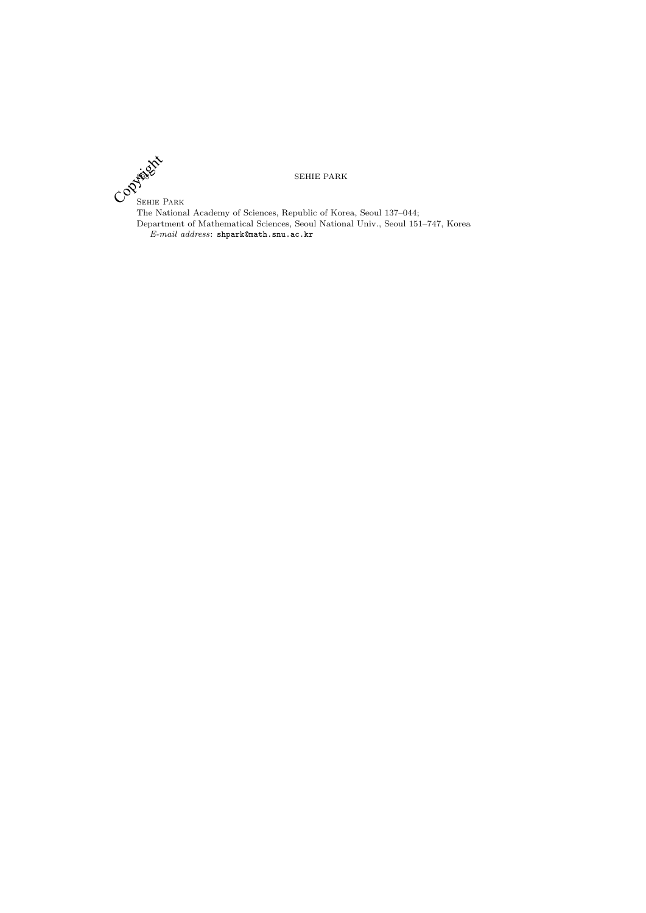Sehie Park

The National Academy of Sciences, Republic of Korea, Seoul 137–044;

Department of Mathematical Sciences, Seoul National Univ., Seoul 151–747, Korea

*E-mail address*: shpark@math.snu.ac.kr